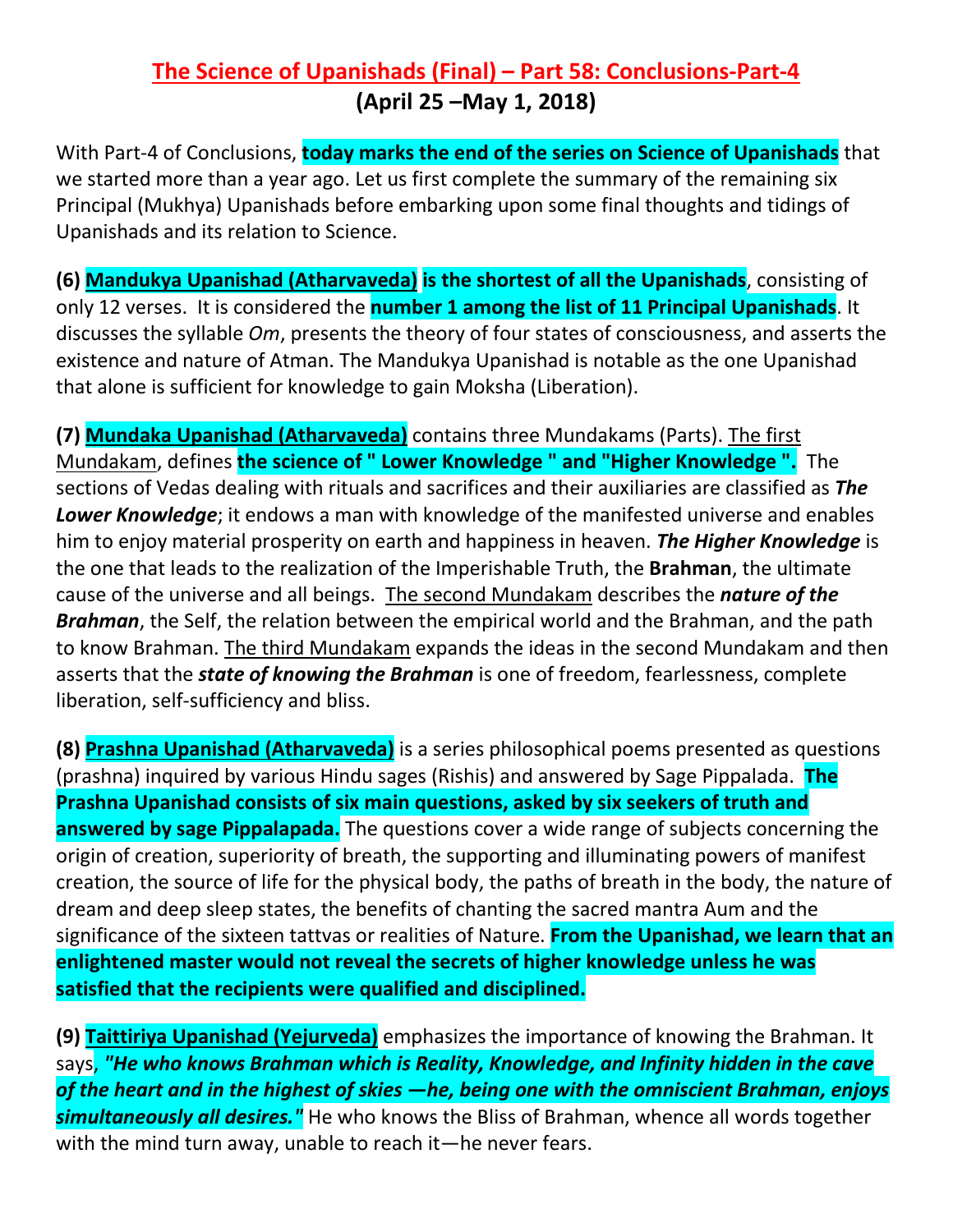# The Science of Upanishads (Final) – Part 58: Conclusions-Part-4

## (April 25 –May 1, 2018)

With Part-4 of Conclusions, **today marks the end of the series on Science of Upanishads** that we started more than a year ago. Let us first complete the summary of the remaining six Principal (Mukhya) Upanishads before embarking upon some final thoughts and tidings of Upanishads and its relation to Science.

**(6) Mandukya Upanishad (Atharvaveda) is the shortest of all the Upanishads**, consisting of only 12 verses. It is considered the **number 1 among the list of 11 Principal Upanishads**. It discusses the syllable *Om*, presents the theory of four states of consciousness, and asserts the existence and nature of Atman. The Mandukya Upanishad is notable as the one Upanishad that alone is sufficient for knowledge to gain Moksha (Liberation).

**(7) Mundaka Upanishad (Atharvaveda)** contains three Mundakams (Parts). The first Mundakam, defines **the science of " Lower Knowledge " and "Higher Knowledge ".** The sections of Vedas dealing with rituals and sacrifices and their auxiliaries are classified as ***The Lower Knowledge***; it endows a man with knowledge of the manifested universe and enables him to enjoy material prosperity on earth and happiness in heaven. ***The Higher Knowledge*** is the one that leads to the realization of the Imperishable Truth, the **Brahman**, the ultimate cause of the universe and all beings. The second Mundakam describes the ***nature of the Brahman***, the Self, the relation between the empirical world and the Brahman, and the path to know Brahman. The third Mundakam expands the ideas in the second Mundakam and then asserts that the ***state of knowing the Brahman*** is one of freedom, fearlessness, complete liberation, self-sufficiency and bliss.

**(8) Prashna Upanishad (Atharvaveda)** is a series philosophical poems presented as questions (prashna) inquired by various Hindu sages (Rishis) and answered by Sage Pippalada. **The Prashna Upanishad consists of six main questions, asked by six seekers of truth and answered by sage Pippalapada.** The questions cover a wide range of subjects concerning the origin of creation, superiority of breath, the supporting and illuminating powers of manifest creation, the source of life for the physical body, the paths of breath in the body, the nature of dream and deep sleep states, the benefits of chanting the sacred mantra Aum and the significance of the sixteen tattvas or realities of Nature. **From the Upanishad, we learn that an enlightened master would not reveal the secrets of higher knowledge unless he was satisfied that the recipients were qualified and disciplined.**

**(9) Taittiriya Upanishad (Yejurveda)** emphasizes the importance of knowing the Brahman. It says, ***"He who knows Brahman which is Reality, Knowledge, and Infinity hidden in the cave of the heart and in the highest of skies —he, being one with the omniscient Brahman, enjoys simultaneously all desires."*** He who knows the Bliss of Brahman, whence all words together with the mind turn away, unable to reach it—he never fears.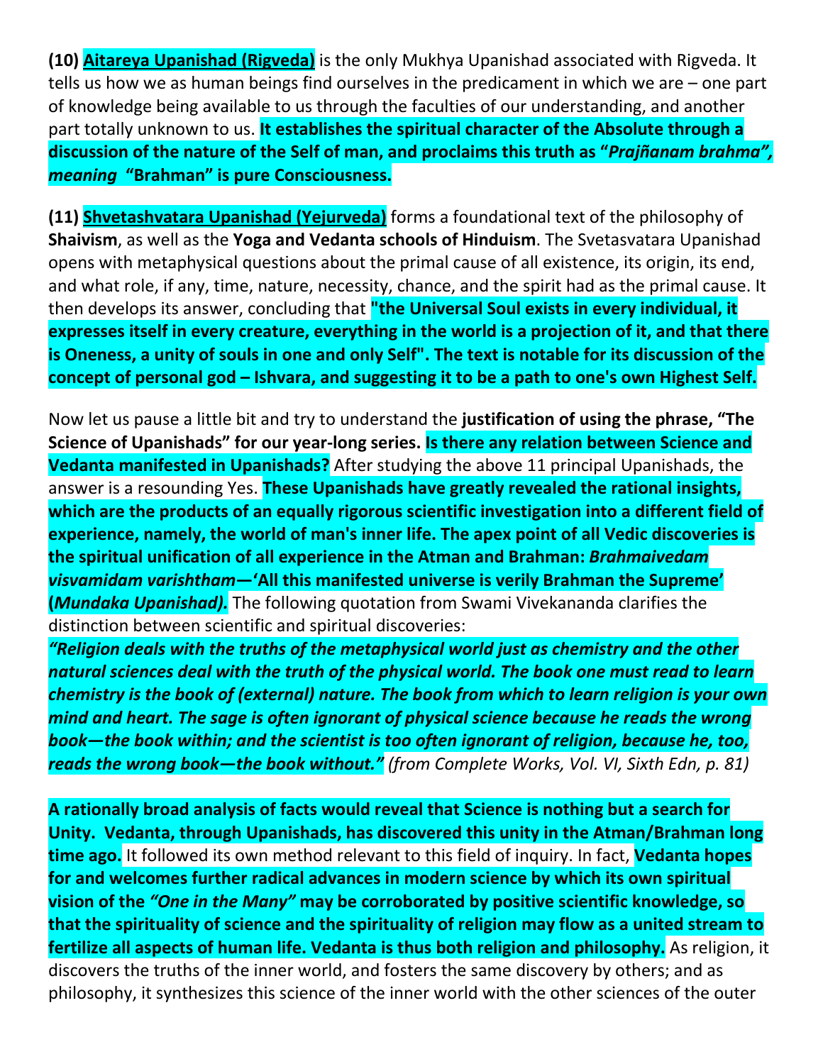**(10) <u>Aitareya Upanishad (Rigveda)</u>** is the only Mukhya Upanishad associated with Rigveda. It tells us how we as human beings find ourselves in the predicament in which we are – one part of knowledge being available to us through the faculties of our understanding, and another part totally unknown to us. **It establishes the spiritual character of the Absolute through a discussion of the nature of the Self of man, and proclaims this truth as "*Prajñanam brahma", meaning* "Brahman" is pure Consciousness.**

**(11) <u>Shvetashvatara Upanishad (Yejurveda)</u>** forms a foundational text of the philosophy of **Shaivism**, as well as the **Yoga and Vedanta schools of Hinduism**. The Svetasvatara Upanishad opens with metaphysical questions about the primal cause of all existence, its origin, its end, and what role, if any, time, nature, necessity, chance, and the spirit had as the primal cause. It then develops its answer, concluding that **"the Universal Soul exists in every individual, it expresses itself in every creature, everything in the world is a projection of it, and that there is Oneness, a unity of souls in one and only Self". The text is notable for its discussion of the concept of personal god – Ishvara, and suggesting it to be a path to one's own Highest Self.**

Now let us pause a little bit and try to understand the **justification of using the phrase, "The Science of Upanishads" for our year-long series. Is there any relation between Science and Vedanta manifested in Upanishads?** After studying the above 11 principal Upanishads, the answer is a resounding Yes. **These Upanishads have greatly revealed the rational insights, which are the products of an equally rigorous scientific investigation into a different field of experience, namely, the world of man's inner life. The apex point of all Vedic discoveries is the spiritual unification of all experience in the Atman and Brahman: *Brahmaivedam visvamidam varishtham*—'All this manifested universe is verily Brahman the Supreme' (*Mundaka Upanishad).*** The following quotation from Swami Vivekananda clarifies the distinction between scientific and spiritual discoveries:

***"Religion deals with the truths of the metaphysical world just as chemistry and the other natural sciences deal with the truth of the physical world. The book one must read to learn chemistry is the book of (external) nature. The book from which to learn religion is your own mind and heart. The sage is often ignorant of physical science because he reads the wrong book—the book within; and the scientist is too often ignorant of religion, because he, too, reads the wrong book—the book without."*** *(from Complete Works, Vol. VI, Sixth Edn, p. 81)*

**A rationally broad analysis of facts would reveal that Science is nothing but a search for Unity. Vedanta, through Upanishads, has discovered this unity in the Atman/Brahman long time ago.** It followed its own method relevant to this field of inquiry. In fact, **Vedanta hopes for and welcomes further radical advances in modern science by which its own spiritual vision of the *"One in the Many"* may be corroborated by positive scientific knowledge, so that the spirituality of science and the spirituality of religion may flow as a united stream to fertilize all aspects of human life. Vedanta is thus both religion and philosophy.** As religion, it discovers the truths of the inner world, and fosters the same discovery by others; and as philosophy, it synthesizes this science of the inner world with the other sciences of the outer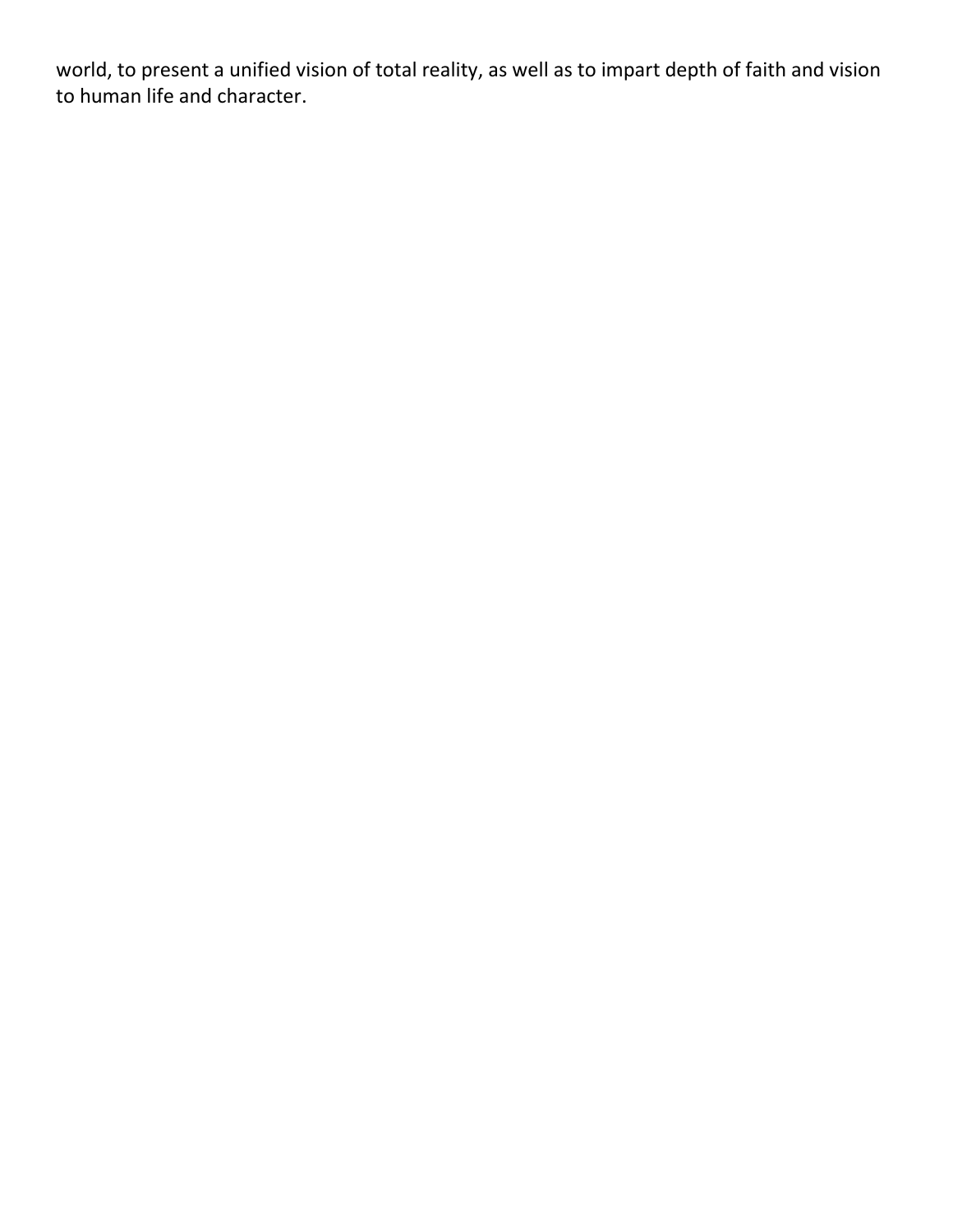world, to present a unified vision of total reality, as well as to impart depth of faith and vision to human life and character.